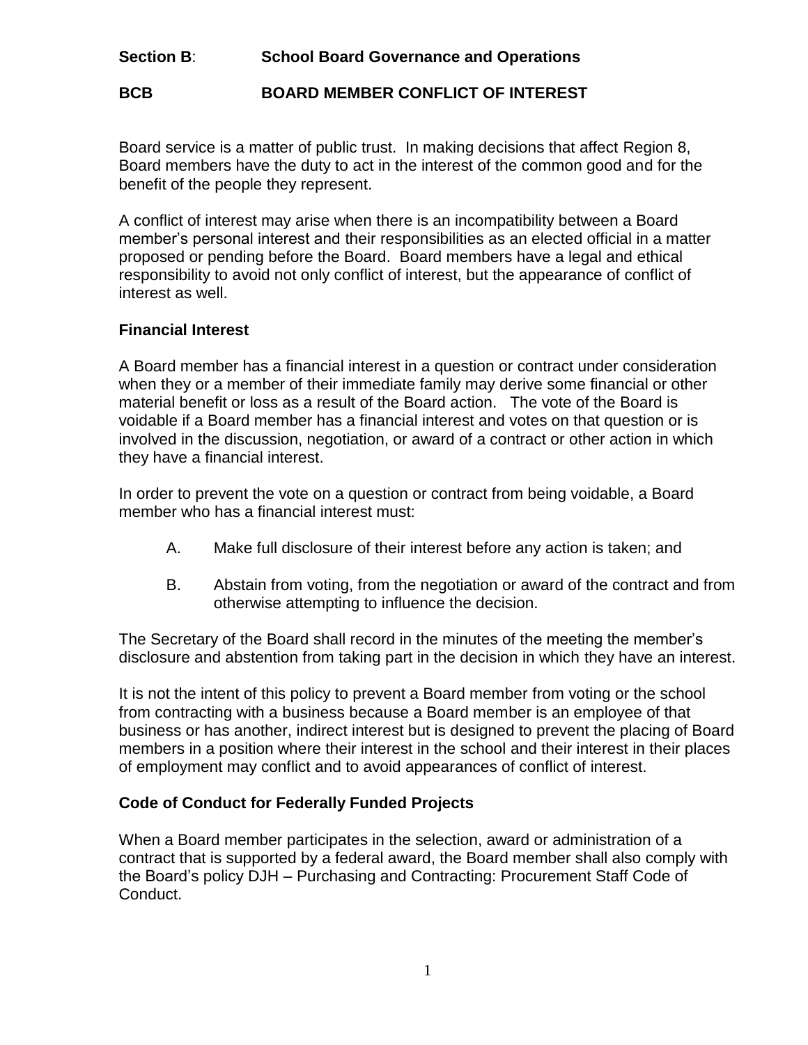**Section B**: **School Board Governance and Operations**

**BCB BOARD MEMBER CONFLICT OF INTEREST**

Board service is a matter of public trust. In making decisions that affect Region 8, Board members have the duty to act in the interest of the common good and for the benefit of the people they represent.

A conflict of interest may arise when there is an incompatibility between a Board member's personal interest and their responsibilities as an elected official in a matter proposed or pending before the Board. Board members have a legal and ethical responsibility to avoid not only conflict of interest, but the appearance of conflict of interest as well.

### Financial Interest

A Board member has a financial interest in a question or contract under consideration when they or a member of their immediate family may derive some financial or other material benefit or loss as a result of the Board action. The vote of the Board is voidable if a Board member has a financial interest and votes on that question or is involved in the discussion, negotiation, or award of a contract or other action in which they have a financial interest.

In order to prevent the vote on a question or contract from being voidable, a Board member who has a financial interest must:

A. Make full disclosure of their interest before any action is taken; and

B. Abstain from voting, from the negotiation or award of the contract and from otherwise attempting to influence the decision.

The Secretary of the Board shall record in the minutes of the meeting the member's disclosure and abstention from taking part in the decision in which they have an interest.

It is not the intent of this policy to prevent a Board member from voting or the school from contracting with a business because a Board member is an employee of that business or has another, indirect interest but is designed to prevent the placing of Board members in a position where their interest in the school and their interest in their places of employment may conflict and to avoid appearances of conflict of interest.

### Code of Conduct for Federally Funded Projects

When a Board member participates in the selection, award or administration of a contract that is supported by a federal award, the Board member shall also comply with the Board's policy DJH – Purchasing and Contracting: Procurement Staff Code of Conduct.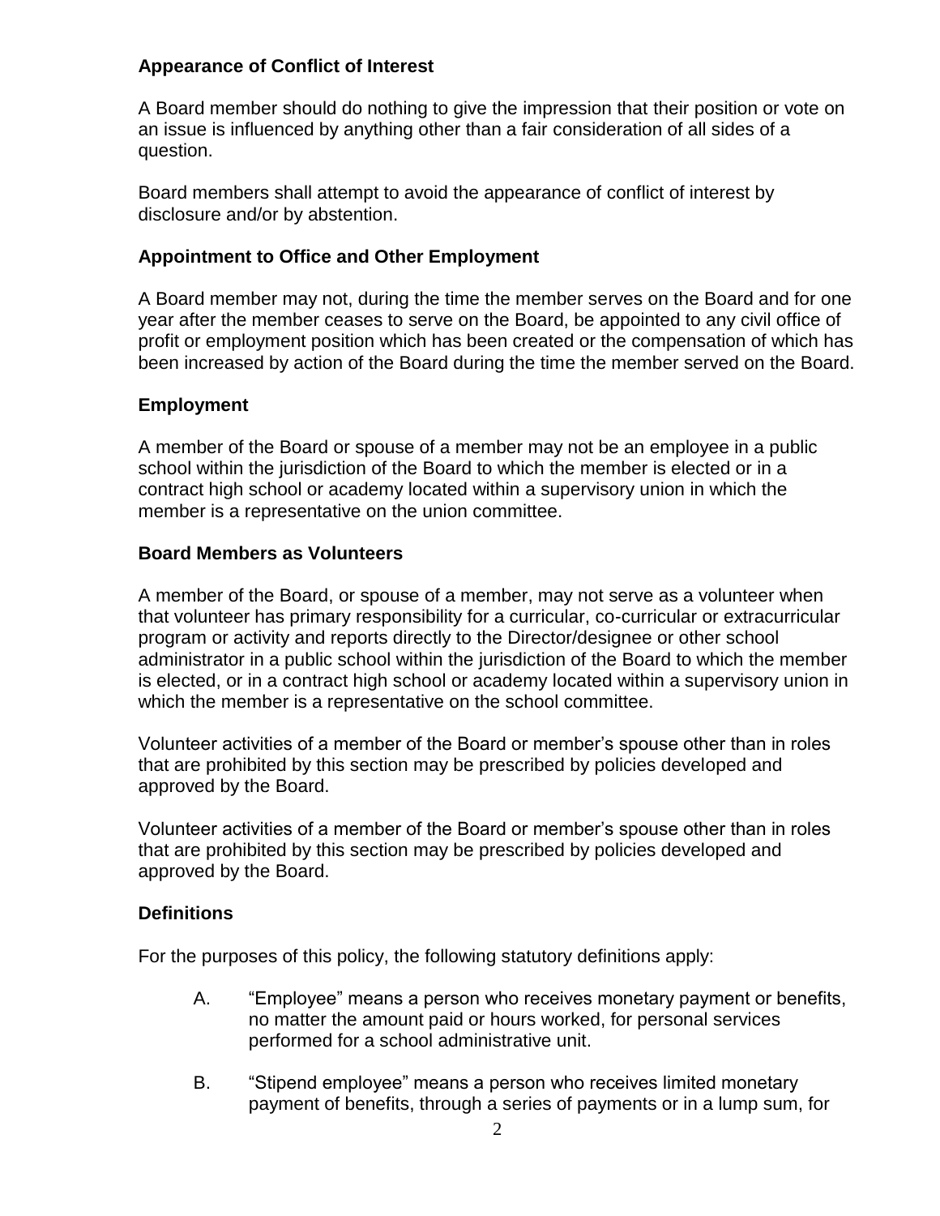### Appearance of Conflict of Interest

A Board member should do nothing to give the impression that their position or vote on an issue is influenced by anything other than a fair consideration of all sides of a question.

Board members shall attempt to avoid the appearance of conflict of interest by disclosure and/or by abstention.

### Appointment to Office and Other Employment

A Board member may not, during the time the member serves on the Board and for one year after the member ceases to serve on the Board, be appointed to any civil office of profit or employment position which has been created or the compensation of which has been increased by action of the Board during the time the member served on the Board.

### Employment

A member of the Board or spouse of a member may not be an employee in a public school within the jurisdiction of the Board to which the member is elected or in a contract high school or academy located within a supervisory union in which the member is a representative on the union committee.

### Board Members as Volunteers

A member of the Board, or spouse of a member, may not serve as a volunteer when that volunteer has primary responsibility for a curricular, co-curricular or extracurricular program or activity and reports directly to the Director/designee or other school administrator in a public school within the jurisdiction of the Board to which the member is elected, or in a contract high school or academy located within a supervisory union in which the member is a representative on the school committee.

Volunteer activities of a member of the Board or member's spouse other than in roles that are prohibited by this section may be prescribed by policies developed and approved by the Board.

Volunteer activities of a member of the Board or member's spouse other than in roles that are prohibited by this section may be prescribed by policies developed and approved by the Board.

### Definitions

For the purposes of this policy, the following statutory definitions apply:

A. "Employee" means a person who receives monetary payment or benefits, no matter the amount paid or hours worked, for personal services performed for a school administrative unit.

B. "Stipend employee" means a person who receives limited monetary payment of benefits, through a series of payments or in a lump sum, for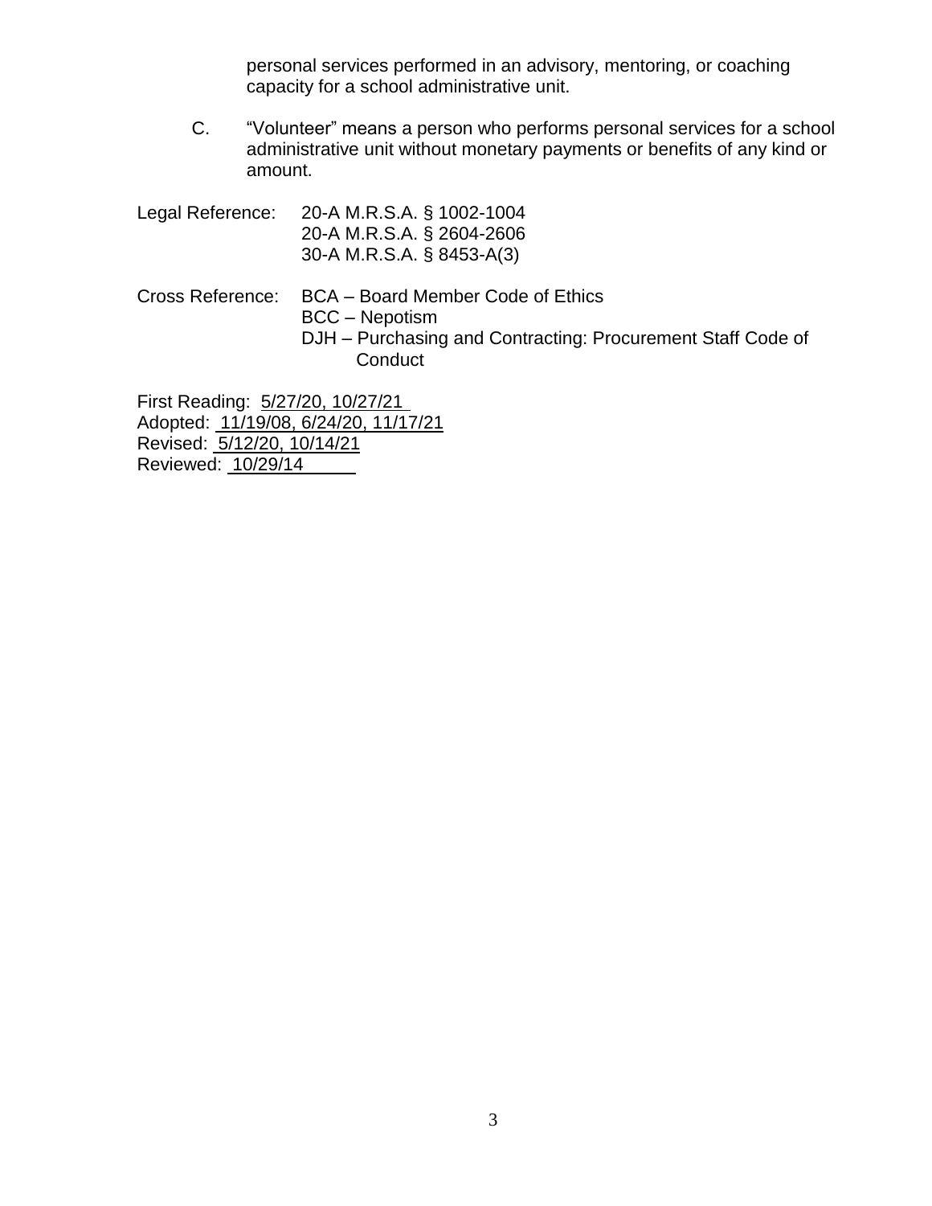personal services performed in an advisory, mentoring, or coaching capacity for a school administrative unit.

C. "Volunteer" means a person who performs personal services for a school administrative unit without monetary payments or benefits of any kind or amount.

Legal Reference: 20-A M.R.S.A. § 1002-1004
20-A M.R.S.A. § 2604-2606
30-A M.R.S.A. § 8453-A(3)

Cross Reference: BCA – Board Member Code of Ethics
BCC – Nepotism
DJH – Purchasing and Contracting: Procurement Staff Code of Conduct

First Reading: 5/27/20, 10/27/21
Adopted: 11/19/08, 6/24/20, 11/17/21
Revised: 5/12/20, 10/14/21
Reviewed: 10/29/14